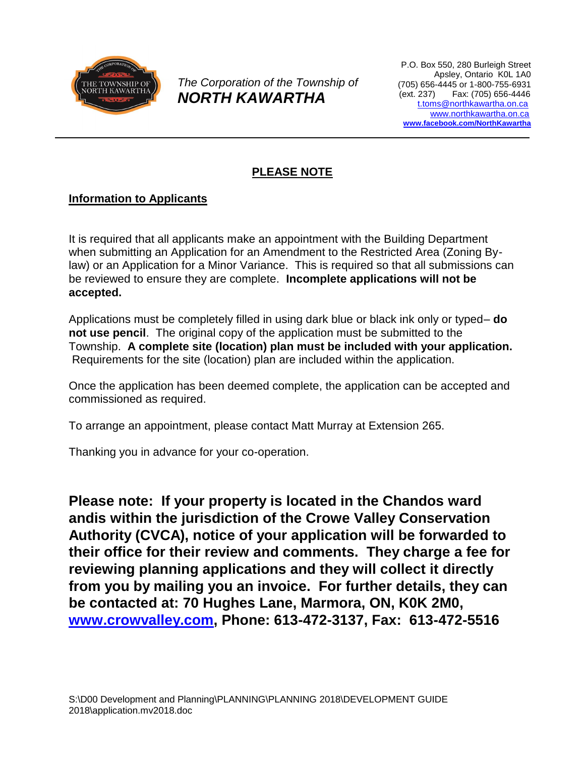*The Corporation of the Township of*
***NORTH KAWARTHA***

P.O. Box 550, 280 Burleigh Street
Apsley, Ontario K0L 1A0
(705) 656-4445 or 1-800-755-6931
(ext. 237) Fax: (705) 656-4446
t.toms@northkawartha.on.ca
www.northkawartha.on.ca
**www.facebook.com/NorthKawartha**

---

## PLEASE NOTE

### Information to Applicants

It is required that all applicants make an appointment with the Building Department when submitting an Application for an Amendment to the Restricted Area (Zoning By-law) or an Application for a Minor Variance. This is required so that all submissions can be reviewed to ensure they are complete. **Incomplete applications will not be accepted.**

Applications must be completely filled in using dark blue or black ink only or typed– **do not use pencil**. The original copy of the application must be submitted to the Township. **A complete site (location) plan must be included with your application.** Requirements for the site (location) plan are included within the application.

Once the application has been deemed complete, the application can be accepted and commissioned as required.

To arrange an appointment, please contact Matt Murray at Extension 265.

Thanking you in advance for your co-operation.

**Please note: If your property is located in the Chandos ward andis within the jurisdiction of the Crowe Valley Conservation Authority (CVCA), notice of your application will be forwarded to their office for their review and comments. They charge a fee for reviewing planning applications and they will collect it directly from you by mailing you an invoice. For further details, they can be contacted at: 70 Hughes Lane, Marmora, ON, K0K 2M0, www.crowvalley.com, Phone: 613-472-3137, Fax: 613-472-5516**

S:\D00 Development and Planning\PLANNING\PLANNING 2018\DEVELOPMENT GUIDE 2018\application.mv2018.doc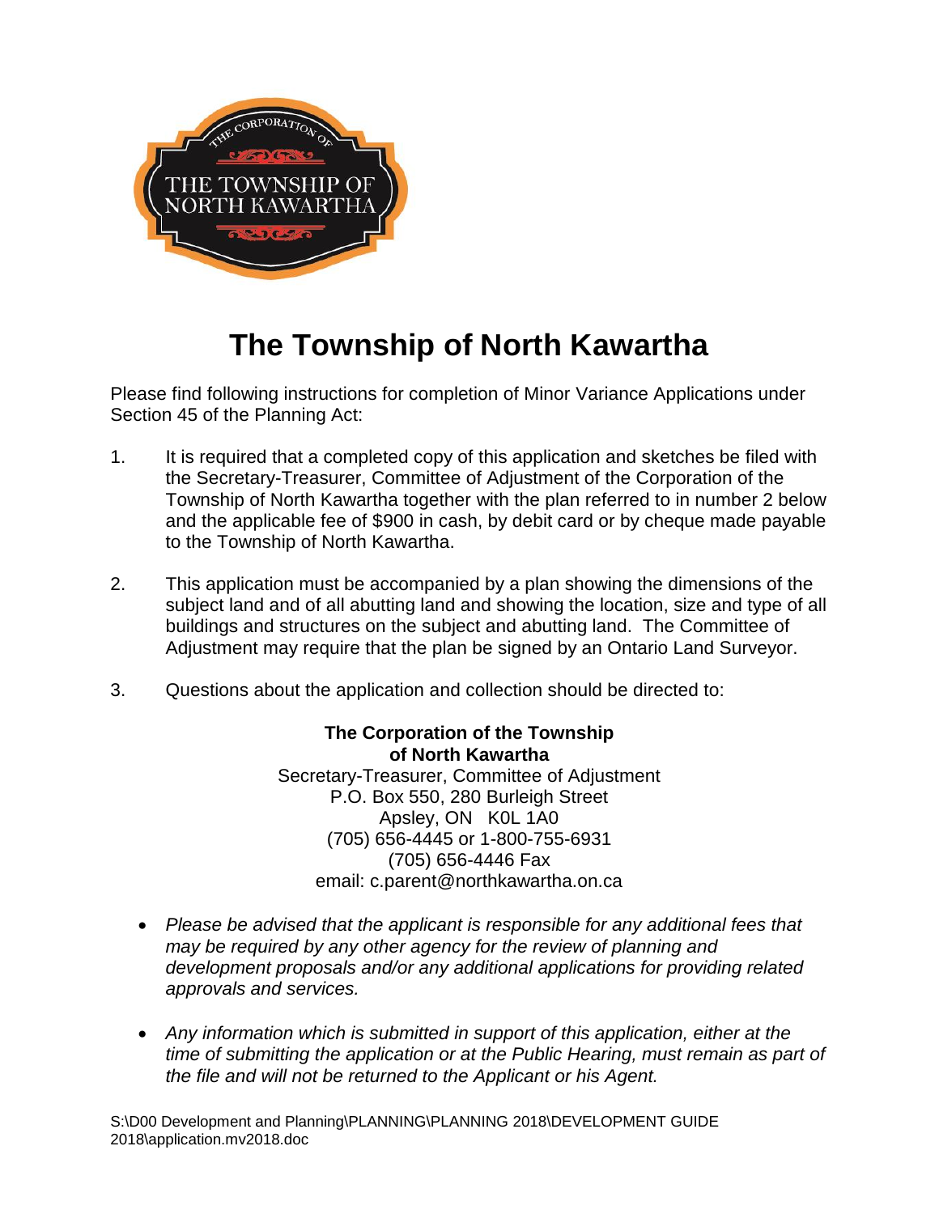# The Township of North Kawartha

Please find following instructions for completion of Minor Variance Applications under Section 45 of the Planning Act:

1. It is required that a completed copy of this application and sketches be filed with the Secretary-Treasurer, Committee of Adjustment of the Corporation of the Township of North Kawartha together with the plan referred to in number 2 below and the applicable fee of $900 in cash, by debit card or by cheque made payable to the Township of North Kawartha.

2. This application must be accompanied by a plan showing the dimensions of the subject land and of all abutting land and showing the location, size and type of all buildings and structures on the subject and abutting land. The Committee of Adjustment may require that the plan be signed by an Ontario Land Surveyor.

3. Questions about the application and collection should be directed to:

**The Corporation of the Township of North Kawartha**
Secretary-Treasurer, Committee of Adjustment
P.O. Box 550, 280 Burleigh Street
Apsley, ON K0L 1A0
(705) 656-4445 or 1-800-755-6931
(705) 656-4446 Fax
email: c.parent@northkawartha.on.ca

- *Please be advised that the applicant is responsible for any additional fees that may be required by any other agency for the review of planning and development proposals and/or any additional applications for providing related approvals and services.*

- *Any information which is submitted in support of this application, either at the time of submitting the application or at the Public Hearing, must remain as part of the file and will not be returned to the Applicant or his Agent.*

S:\D00 Development and Planning\PLANNING\PLANNING 2018\DEVELOPMENT GUIDE 2018\application.mv2018.doc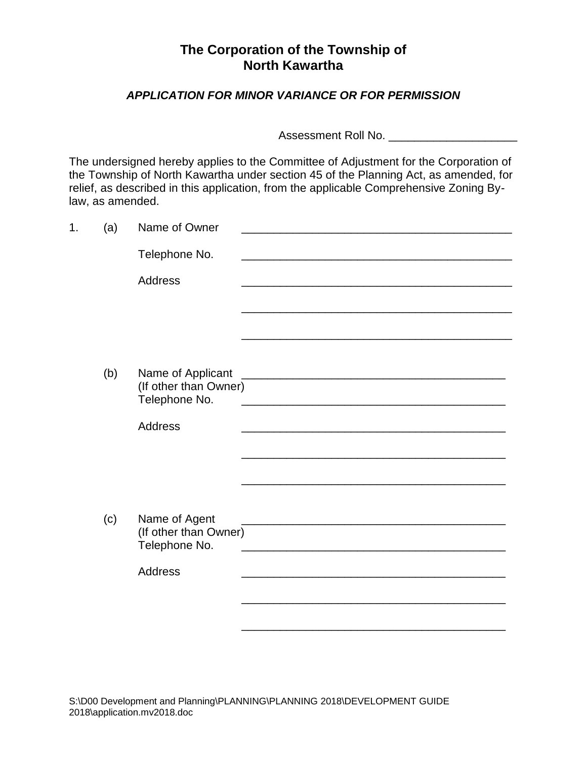# The Corporation of the Township of North Kawartha

## *APPLICATION FOR MINOR VARIANCE OR FOR PERMISSION*

Assessment Roll No. ____________________

The undersigned hereby applies to the Committee of Adjustment for the Corporation of the Township of North Kawartha under section 45 of the Planning Act, as amended, for relief, as described in this application, from the applicable Comprehensive Zoning By-law, as amended.

1. (a) Name of Owner ____________________________________________

   Telephone No. ____________________________________________

   Address ____________________________________________

   ____________________________________________

   ____________________________________________

   (b) Name of Applicant ____________________________________________
   (If other than Owner)
   Telephone No. ____________________________________________

   Address ____________________________________________

   ____________________________________________

   ____________________________________________

   (c) Name of Agent ____________________________________________
   (If other than Owner)
   Telephone No. ____________________________________________

   Address ____________________________________________

   ____________________________________________

   ____________________________________________

S:\D00 Development and Planning\PLANNING\PLANNING 2018\DEVELOPMENT GUIDE 2018\application.mv2018.doc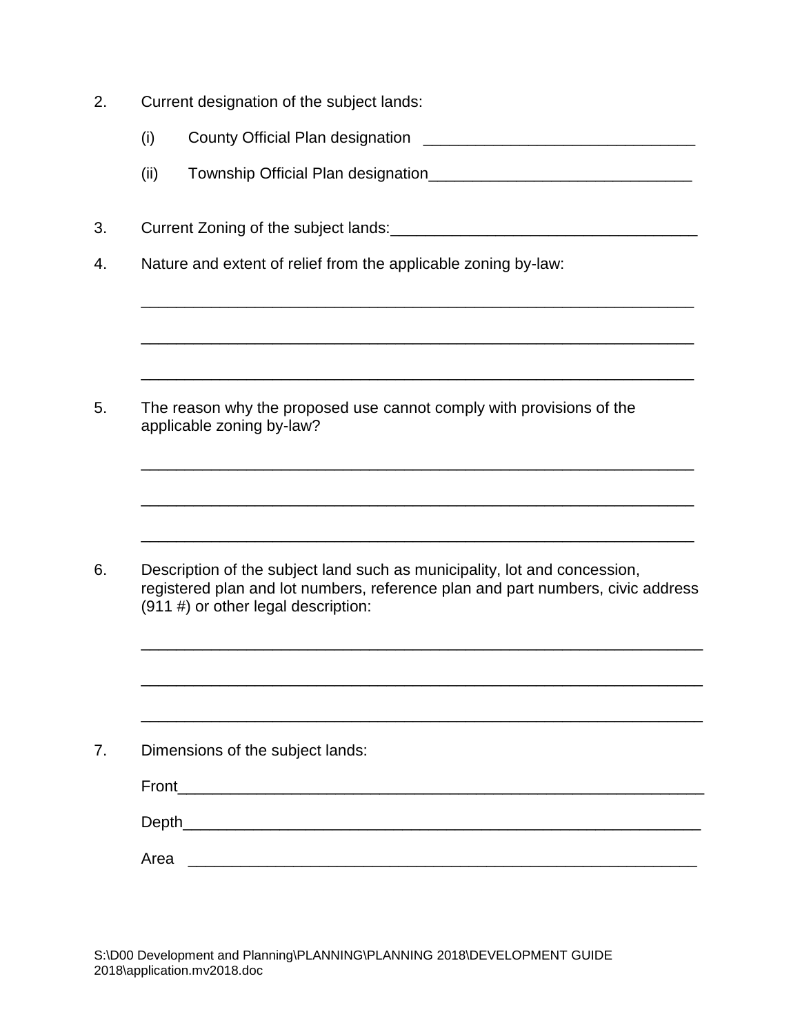2. Current designation of the subject lands:

   (i) County Official Plan designation _______________________________

   (ii) Township Official Plan designation______________________________

3. Current Zoning of the subject lands:___________________________________

4. Nature and extent of relief from the applicable zoning by-law:

   _______________________________________________________________

   _______________________________________________________________

   _______________________________________________________________

5. The reason why the proposed use cannot comply with provisions of the applicable zoning by-law?

   _______________________________________________________________

   _______________________________________________________________

   _______________________________________________________________

6. Description of the subject land such as municipality, lot and concession, registered plan and lot numbers, reference plan and part numbers, civic address (911 #) or other legal description:

   ________________________________________________________________

   ________________________________________________________________

   ________________________________________________________________

7. Dimensions of the subject lands:

   Front_____________________________________________________________

   Depth_____________________________________________________________

   Area _____________________________________________________________

S:\D00 Development and Planning\PLANNING\PLANNING 2018\DEVELOPMENT GUIDE 2018\application.mv2018.doc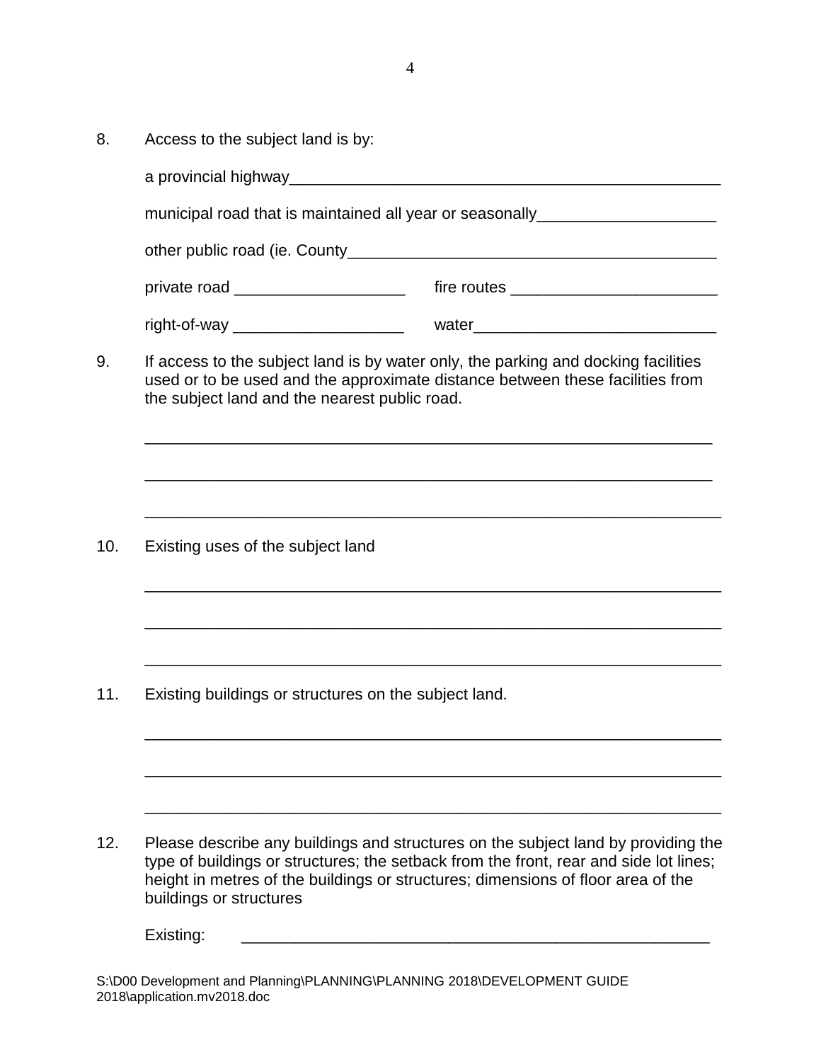8. Access to the subject land is by:

   a provincial highway_______________________________________________

   municipal road that is maintained all year or seasonally____________________

   other public road (ie. County_________________________________________

   private road ___________________ fire routes _______________________

   right-of-way ___________________ water___________________________

9. If access to the subject land is by water only, the parking and docking facilities used or to be used and the approximate distance between these facilities from the subject land and the nearest public road.

   _______________________________________________________________

   _______________________________________________________________

   _______________________________________________________________

10. Existing uses of the subject land

    _______________________________________________________________

    _______________________________________________________________

    _______________________________________________________________

11. Existing buildings or structures on the subject land.

    _______________________________________________________________

    _______________________________________________________________

    _______________________________________________________________

12. Please describe any buildings and structures on the subject land by providing the type of buildings or structures; the setback from the front, rear and side lot lines; height in metres of the buildings or structures; dimensions of floor area of the buildings or structures

    Existing: _____________________________________________________

S:\D00 Development and Planning\PLANNING\PLANNING 2018\DEVELOPMENT GUIDE 2018\application.mv2018.doc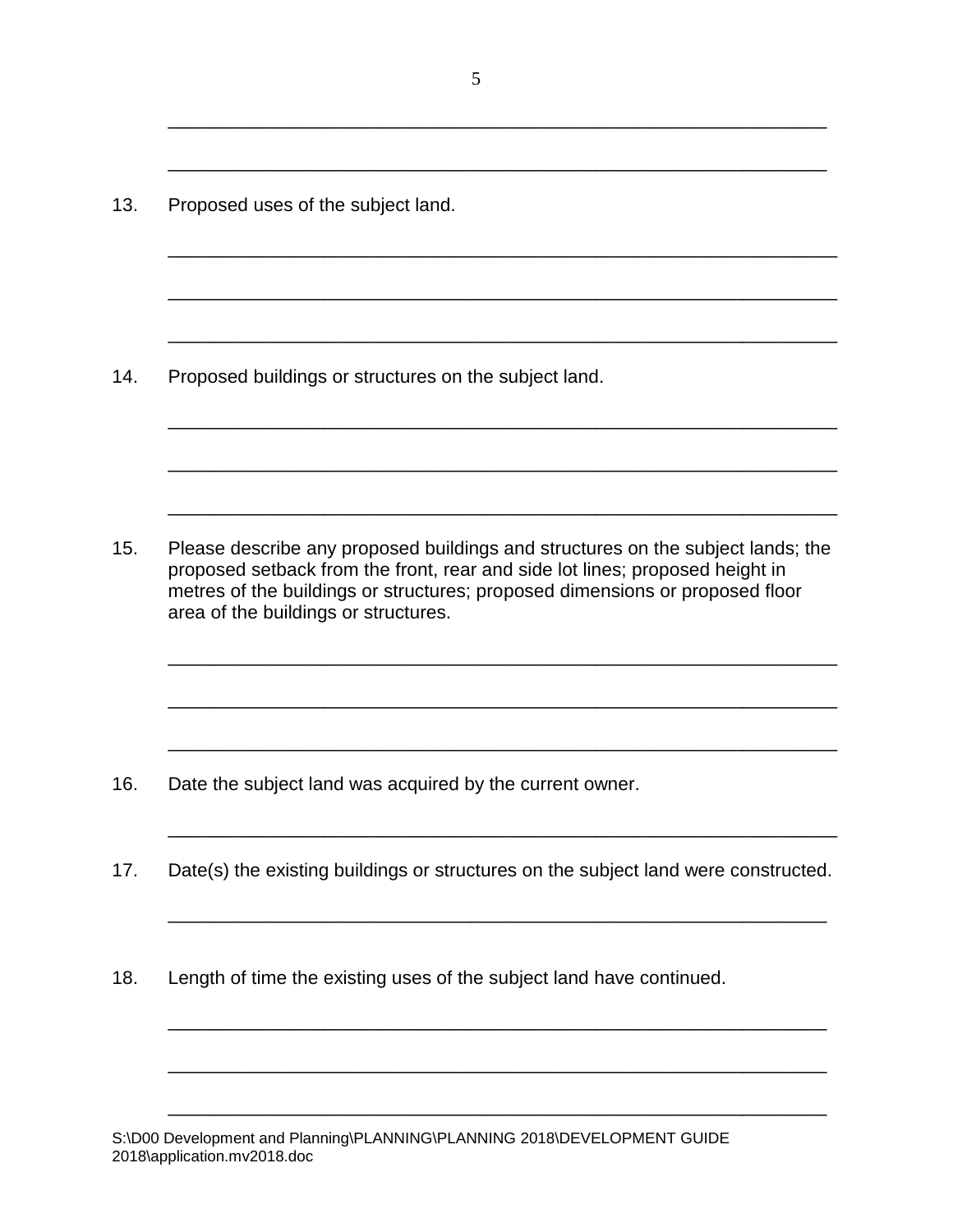\_\_\_\_\_\_\_\_\_\_\_\_\_\_\_\_\_\_\_\_\_\_\_\_\_\_\_\_\_\_\_\_\_\_\_\_\_\_\_\_\_\_\_\_\_\_\_\_\_\_\_\_\_\_\_\_\_\_\_\_\_\_\_\_

\_\_\_\_\_\_\_\_\_\_\_\_\_\_\_\_\_\_\_\_\_\_\_\_\_\_\_\_\_\_\_\_\_\_\_\_\_\_\_\_\_\_\_\_\_\_\_\_\_\_\_\_\_\_\_\_\_\_\_\_\_\_\_\_

13. Proposed uses of the subject land.

\_\_\_\_\_\_\_\_\_\_\_\_\_\_\_\_\_\_\_\_\_\_\_\_\_\_\_\_\_\_\_\_\_\_\_\_\_\_\_\_\_\_\_\_\_\_\_\_\_\_\_\_\_\_\_\_\_\_\_\_\_\_\_\_

\_\_\_\_\_\_\_\_\_\_\_\_\_\_\_\_\_\_\_\_\_\_\_\_\_\_\_\_\_\_\_\_\_\_\_\_\_\_\_\_\_\_\_\_\_\_\_\_\_\_\_\_\_\_\_\_\_\_\_\_\_\_\_\_

\_\_\_\_\_\_\_\_\_\_\_\_\_\_\_\_\_\_\_\_\_\_\_\_\_\_\_\_\_\_\_\_\_\_\_\_\_\_\_\_\_\_\_\_\_\_\_\_\_\_\_\_\_\_\_\_\_\_\_\_\_\_\_\_

14. Proposed buildings or structures on the subject land.

\_\_\_\_\_\_\_\_\_\_\_\_\_\_\_\_\_\_\_\_\_\_\_\_\_\_\_\_\_\_\_\_\_\_\_\_\_\_\_\_\_\_\_\_\_\_\_\_\_\_\_\_\_\_\_\_\_\_\_\_\_\_\_\_

\_\_\_\_\_\_\_\_\_\_\_\_\_\_\_\_\_\_\_\_\_\_\_\_\_\_\_\_\_\_\_\_\_\_\_\_\_\_\_\_\_\_\_\_\_\_\_\_\_\_\_\_\_\_\_\_\_\_\_\_\_\_\_\_

\_\_\_\_\_\_\_\_\_\_\_\_\_\_\_\_\_\_\_\_\_\_\_\_\_\_\_\_\_\_\_\_\_\_\_\_\_\_\_\_\_\_\_\_\_\_\_\_\_\_\_\_\_\_\_\_\_\_\_\_\_\_\_\_

15. Please describe any proposed buildings and structures on the subject lands; the proposed setback from the front, rear and side lot lines; proposed height in metres of the buildings or structures; proposed dimensions or proposed floor area of the buildings or structures.

\_\_\_\_\_\_\_\_\_\_\_\_\_\_\_\_\_\_\_\_\_\_\_\_\_\_\_\_\_\_\_\_\_\_\_\_\_\_\_\_\_\_\_\_\_\_\_\_\_\_\_\_\_\_\_\_\_\_\_\_\_\_\_\_

\_\_\_\_\_\_\_\_\_\_\_\_\_\_\_\_\_\_\_\_\_\_\_\_\_\_\_\_\_\_\_\_\_\_\_\_\_\_\_\_\_\_\_\_\_\_\_\_\_\_\_\_\_\_\_\_\_\_\_\_\_\_\_\_

\_\_\_\_\_\_\_\_\_\_\_\_\_\_\_\_\_\_\_\_\_\_\_\_\_\_\_\_\_\_\_\_\_\_\_\_\_\_\_\_\_\_\_\_\_\_\_\_\_\_\_\_\_\_\_\_\_\_\_\_\_\_\_\_

16. Date the subject land was acquired by the current owner.

\_\_\_\_\_\_\_\_\_\_\_\_\_\_\_\_\_\_\_\_\_\_\_\_\_\_\_\_\_\_\_\_\_\_\_\_\_\_\_\_\_\_\_\_\_\_\_\_\_\_\_\_\_\_\_\_\_\_\_\_\_\_\_\_

17. Date(s) the existing buildings or structures on the subject land were constructed.

\_\_\_\_\_\_\_\_\_\_\_\_\_\_\_\_\_\_\_\_\_\_\_\_\_\_\_\_\_\_\_\_\_\_\_\_\_\_\_\_\_\_\_\_\_\_\_\_\_\_\_\_\_\_\_\_\_\_\_\_\_\_\_\_

18. Length of time the existing uses of the subject land have continued.

\_\_\_\_\_\_\_\_\_\_\_\_\_\_\_\_\_\_\_\_\_\_\_\_\_\_\_\_\_\_\_\_\_\_\_\_\_\_\_\_\_\_\_\_\_\_\_\_\_\_\_\_\_\_\_\_\_\_\_\_\_\_\_\_

\_\_\_\_\_\_\_\_\_\_\_\_\_\_\_\_\_\_\_\_\_\_\_\_\_\_\_\_\_\_\_\_\_\_\_\_\_\_\_\_\_\_\_\_\_\_\_\_\_\_\_\_\_\_\_\_\_\_\_\_\_\_\_\_

\_\_\_\_\_\_\_\_\_\_\_\_\_\_\_\_\_\_\_\_\_\_\_\_\_\_\_\_\_\_\_\_\_\_\_\_\_\_\_\_\_\_\_\_\_\_\_\_\_\_\_\_\_\_\_\_\_\_\_\_\_\_\_\_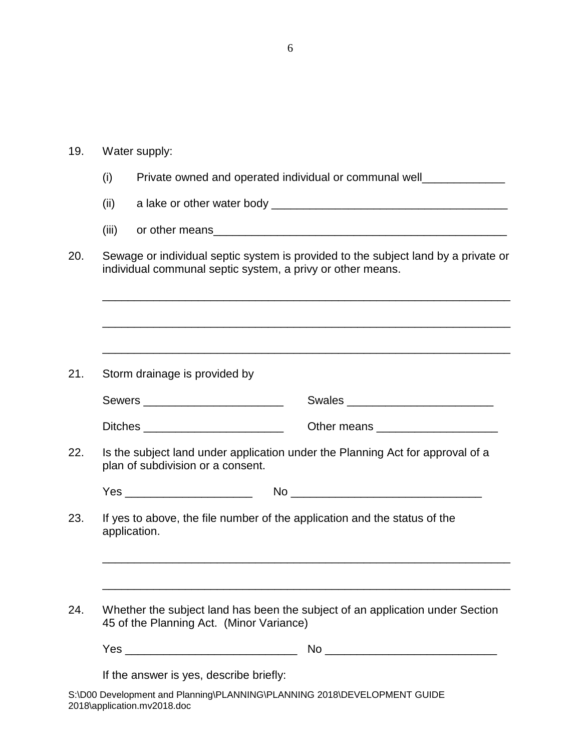19. Water supply:

    (i) Private owned and operated individual or communal well_____________

    (ii) a lake or other water body _____________________________________

    (iii) or other means_______________________________________________

20. Sewage or individual septic system is provided to the subject land by a private or individual communal septic system, a privy or other means.

    _______________________________________________________________

    _______________________________________________________________

    _______________________________________________________________

21. Storm drainage is provided by

    Sewers ______________________ Swales _______________________

    Ditches ______________________ Other means ___________________

22. Is the subject land under application under the Planning Act for approval of a plan of subdivision or a consent.

    Yes ____________________ No ______________________________

23. If yes to above, the file number of the application and the status of the application.

    _______________________________________________________________

    _______________________________________________________________

24. Whether the subject land has been the subject of an application under Section 45 of the Planning Act. (Minor Variance)

    Yes ___________________________ No ___________________________

    If the answer is yes, describe briefly:

S:\D00 Development and Planning\PLANNING\PLANNING 2018\DEVELOPMENT GUIDE 2018\application.mv2018.doc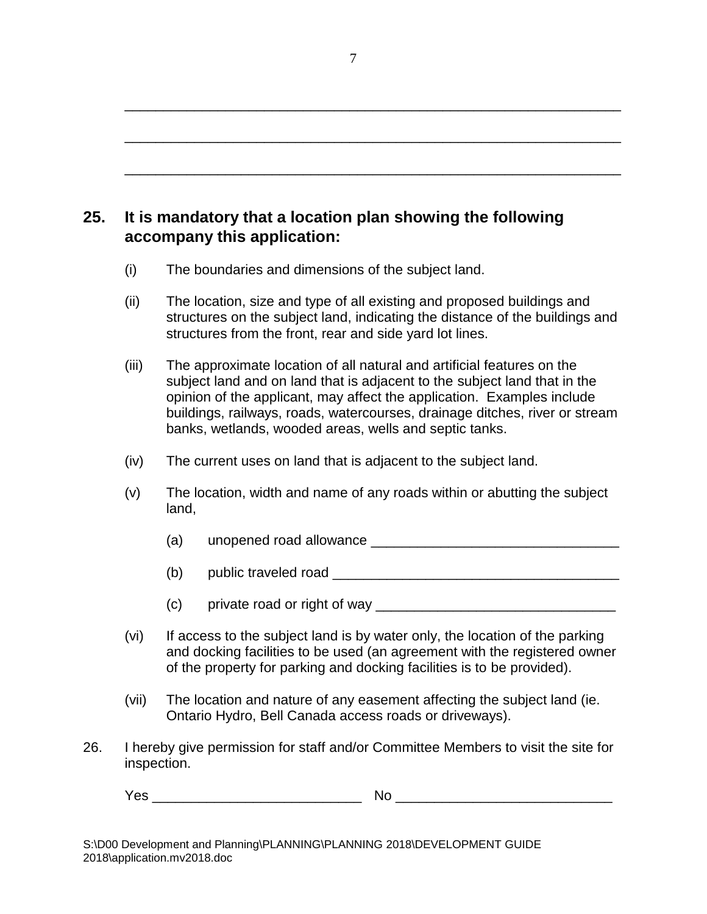\_\_\_\_\_\_\_\_\_\_\_\_\_\_\_\_\_\_\_\_\_\_\_\_\_\_\_\_\_\_\_\_\_\_\_\_\_\_\_\_\_\_\_\_\_\_\_\_\_\_\_\_\_\_\_\_\_\_\_\_

\_\_\_\_\_\_\_\_\_\_\_\_\_\_\_\_\_\_\_\_\_\_\_\_\_\_\_\_\_\_\_\_\_\_\_\_\_\_\_\_\_\_\_\_\_\_\_\_\_\_\_\_\_\_\_\_\_\_\_\_

\_\_\_\_\_\_\_\_\_\_\_\_\_\_\_\_\_\_\_\_\_\_\_\_\_\_\_\_\_\_\_\_\_\_\_\_\_\_\_\_\_\_\_\_\_\_\_\_\_\_\_\_\_\_\_\_\_\_\_\_

**25. It is mandatory that a location plan showing the following accompany this application:**

(i) The boundaries and dimensions of the subject land.

(ii) The location, size and type of all existing and proposed buildings and structures on the subject land, indicating the distance of the buildings and structures from the front, rear and side yard lot lines.

(iii) The approximate location of all natural and artificial features on the subject land and on land that is adjacent to the subject land that in the opinion of the applicant, may affect the application. Examples include buildings, railways, roads, watercourses, drainage ditches, river or stream banks, wetlands, wooded areas, wells and septic tanks.

(iv) The current uses on land that is adjacent to the subject land.

(v) The location, width and name of any roads within or abutting the subject land,

  (a) unopened road allowance \_\_\_\_\_\_\_\_\_\_\_\_\_\_\_\_\_\_\_\_\_\_\_\_\_\_\_\_\_\_\_\_

  (b) public traveled road \_\_\_\_\_\_\_\_\_\_\_\_\_\_\_\_\_\_\_\_\_\_\_\_\_\_\_\_\_\_\_\_\_\_\_\_\_

  (c) private road or right of way \_\_\_\_\_\_\_\_\_\_\_\_\_\_\_\_\_\_\_\_\_\_\_\_\_\_\_\_\_\_\_

(vi) If access to the subject land is by water only, the location of the parking and docking facilities to be used (an agreement with the registered owner of the property for parking and docking facilities is to be provided).

(vii) The location and nature of any easement affecting the subject land (ie. Ontario Hydro, Bell Canada access roads or driveways).

26. I hereby give permission for staff and/or Committee Members to visit the site for inspection.

Yes \_\_\_\_\_\_\_\_\_\_\_\_\_\_\_\_\_\_\_\_\_\_\_\_\_\_\_ No \_\_\_\_\_\_\_\_\_\_\_\_\_\_\_\_\_\_\_\_\_\_\_\_\_\_\_\_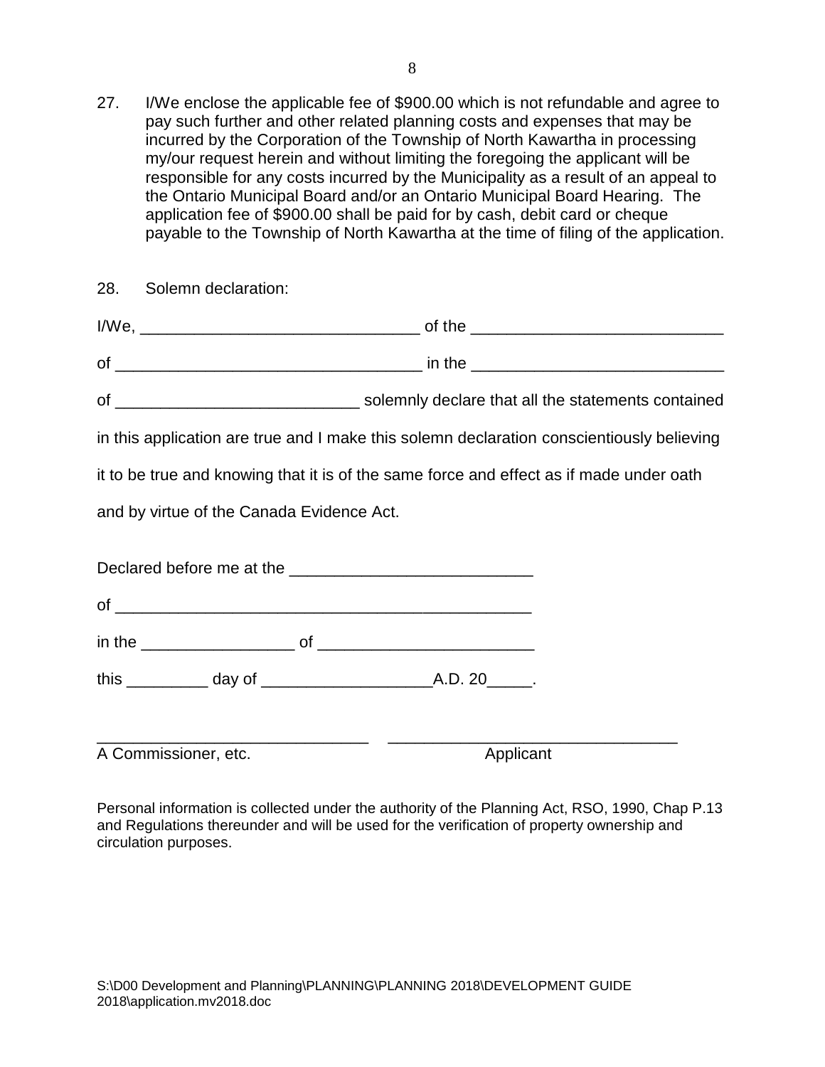27. I/We enclose the applicable fee of $900.00 which is not refundable and agree to pay such further and other related planning costs and expenses that may be incurred by the Corporation of the Township of North Kawartha in processing my/our request herein and without limiting the foregoing the applicant will be responsible for any costs incurred by the Municipality as a result of an appeal to the Ontario Municipal Board and/or an Ontario Municipal Board Hearing. The application fee of $900.00 shall be paid for by cash, debit card or cheque payable to the Township of North Kawartha at the time of filing of the application.

28. Solemn declaration:

I/We, _______________________________ of the ____________________________

of __________________________________ in the ____________________________

of ___________________________ solemnly declare that all the statements contained in this application are true and I make this solemn declaration conscientiously believing it to be true and knowing that it is of the same force and effect as if made under oath and by virtue of the Canada Evidence Act.

Declared before me at the ___________________________

of _______________________________________________

in the _________________ of ________________________

this _________ day of ___________________A.D. 20_____.

______________________________ ________________________________

A Commissioner, etc. Applicant

Personal information is collected under the authority of the Planning Act, RSO, 1990, Chap P.13 and Regulations thereunder and will be used for the verification of property ownership and circulation purposes.

S:\D00 Development and Planning\PLANNING\PLANNING 2018\DEVELOPMENT GUIDE 2018\application.mv2018.doc